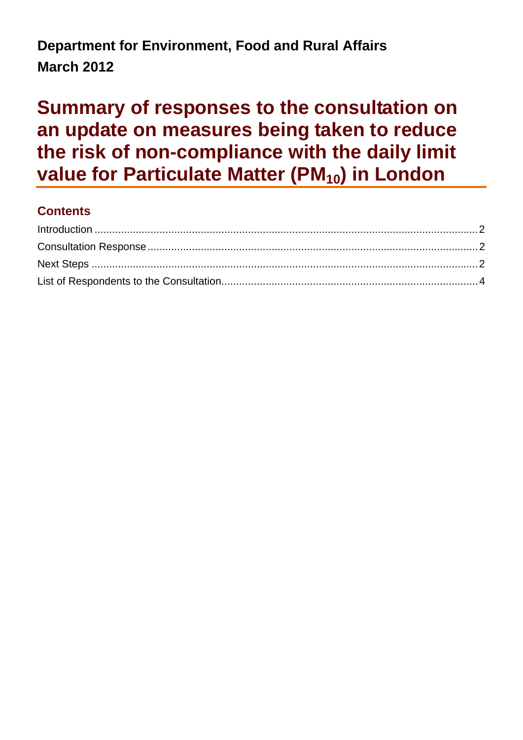**Department for Environment, Food and Rural Affairs**

**March 2012**

# Summary of responses to the consultation on an update on measures being taken to reduce the risk of non-compliance with the daily limit value for Particulate Matter ($PM_{10}$) in London

## Contents

Introduction ........................................................................................................................ 2

Consultation Response ...................................................................................................... 2

Next Steps .......................................................................................................................... 2

List of Respondents to the Consultation............................................................................. 4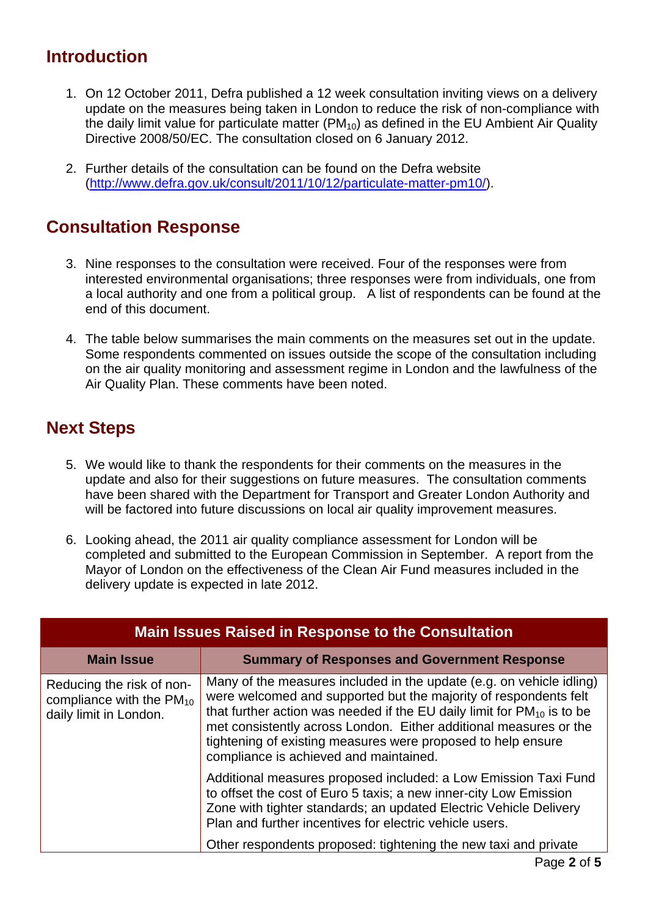## Introduction

1. On 12 October 2011, Defra published a 12 week consultation inviting views on a delivery update on the measures being taken in London to reduce the risk of non-compliance with the daily limit value for particulate matter ($PM_{10}$) as defined in the EU Ambient Air Quality Directive 2008/50/EC. The consultation closed on 6 January 2012.

2. Further details of the consultation can be found on the Defra website (http://www.defra.gov.uk/consult/2011/10/12/particulate-matter-pm10/).

## Consultation Response

3. Nine responses to the consultation were received. Four of the responses were from interested environmental organisations; three responses were from individuals, one from a local authority and one from a political group. A list of respondents can be found at the end of this document.

4. The table below summarises the main comments on the measures set out in the update. Some respondents commented on issues outside the scope of the consultation including on the air quality monitoring and assessment regime in London and the lawfulness of the Air Quality Plan. These comments have been noted.

## Next Steps

5. We would like to thank the respondents for their comments on the measures in the update and also for their suggestions on future measures. The consultation comments have been shared with the Department for Transport and Greater London Authority and will be factored into future discussions on local air quality improvement measures.

6. Looking ahead, the 2011 air quality compliance assessment for London will be completed and submitted to the European Commission in September. A report from the Mayor of London on the effectiveness of the Clean Air Fund measures included in the delivery update is expected in late 2012.

**Main Issues Raised in Response to the Consultation**

| Main Issue | Summary of Responses and Government Response |
|---|---|
| Reducing the risk of non-compliance with the $PM_{10}$ daily limit in London. | Many of the measures included in the update (e.g. on vehicle idling) were welcomed and supported but the majority of respondents felt that further action was needed if the EU daily limit for $PM_{10}$ is to be met consistently across London. Either additional measures or the tightening of existing measures were proposed to help ensure compliance is achieved and maintained.<br><br>Additional measures proposed included: a Low Emission Taxi Fund to offset the cost of Euro 5 taxis; a new inner-city Low Emission Zone with tighter standards; an updated Electric Vehicle Delivery Plan and further incentives for electric vehicle users.<br><br>Other respondents proposed: tightening the new taxi and private |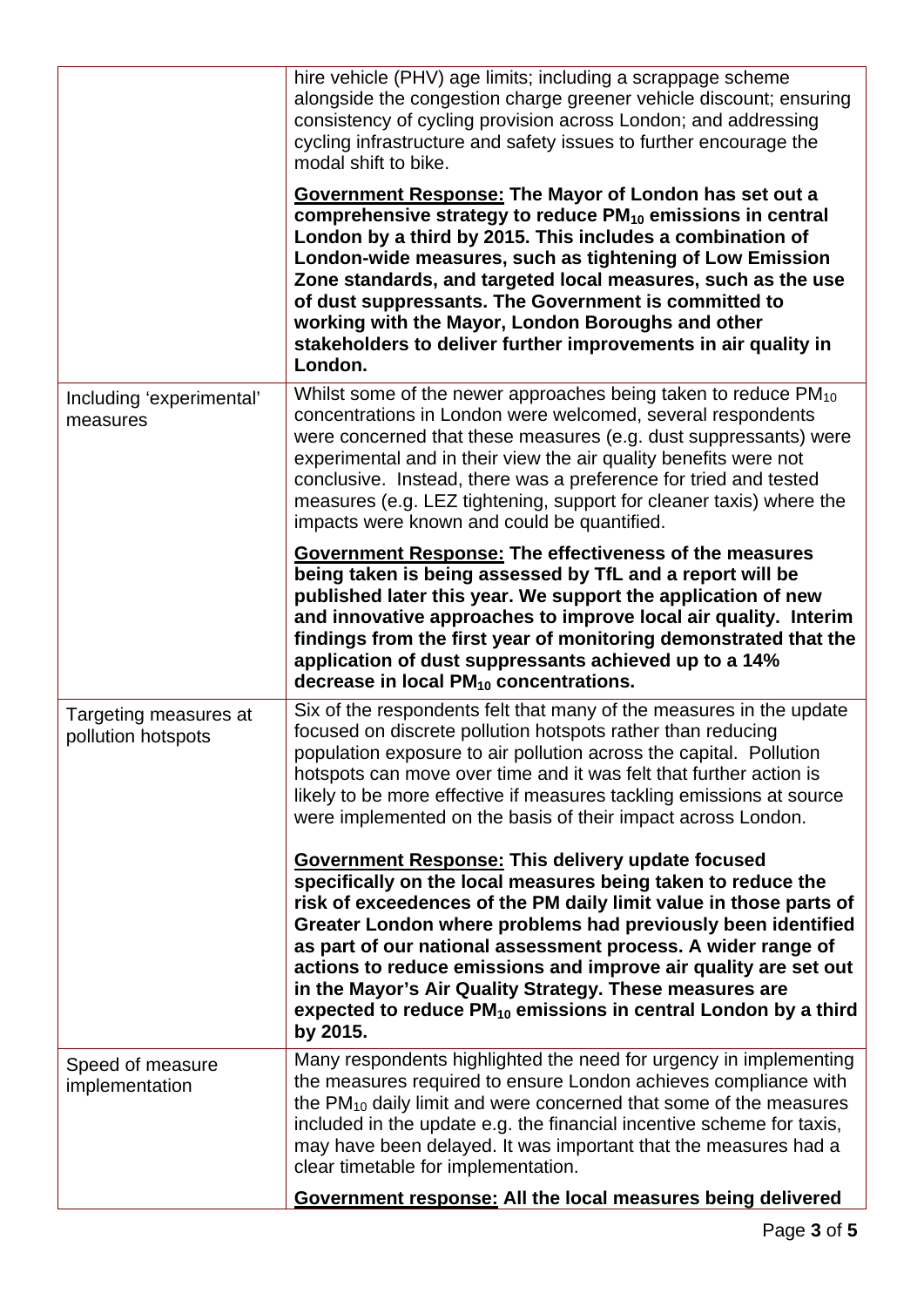| | |
|---|---|
| | hire vehicle (PHV) age limits; including a scrappage scheme alongside the congestion charge greener vehicle discount; ensuring consistency of cycling provision across London; and addressing cycling infrastructure and safety issues to further encourage the modal shift to bike.<br><br>**<u>Government Response:</u> The Mayor of London has set out a comprehensive strategy to reduce $PM_{10}$ emissions in central London by a third by 2015. This includes a combination of London-wide measures, such as tightening of Low Emission Zone standards, and targeted local measures, such as the use of dust suppressants. The Government is committed to working with the Mayor, London Boroughs and other stakeholders to deliver further improvements in air quality in London.** |
| Including 'experimental' measures | Whilst some of the newer approaches being taken to reduce $PM_{10}$ concentrations in London were welcomed, several respondents were concerned that these measures (e.g. dust suppressants) were experimental and in their view the air quality benefits were not conclusive. Instead, there was a preference for tried and tested measures (e.g. LEZ tightening, support for cleaner taxis) where the impacts were known and could be quantified.<br><br>**<u>Government Response:</u> The effectiveness of the measures being taken is being assessed by TfL and a report will be published later this year. We support the application of new and innovative approaches to improve local air quality. Interim findings from the first year of monitoring demonstrated that the application of dust suppressants achieved up to a 14% decrease in local $PM_{10}$ concentrations.** |
| Targeting measures at pollution hotspots | Six of the respondents felt that many of the measures in the update focused on discrete pollution hotspots rather than reducing population exposure to air pollution across the capital. Pollution hotspots can move over time and it was felt that further action is likely to be more effective if measures tackling emissions at source were implemented on the basis of their impact across London.<br><br>**<u>Government Response:</u> This delivery update focused specifically on the local measures being taken to reduce the risk of exceedences of the PM daily limit value in those parts of Greater London where problems had previously been identified as part of our national assessment process. A wider range of actions to reduce emissions and improve air quality are set out in the Mayor's Air Quality Strategy. These measures are expected to reduce $PM_{10}$ emissions in central London by a third by 2015.** |
| Speed of measure implementation | Many respondents highlighted the need for urgency in implementing the measures required to ensure London achieves compliance with the $PM_{10}$ daily limit and were concerned that some of the measures included in the update e.g. the financial incentive scheme for taxis, may have been delayed. It was important that the measures had a clear timetable for implementation.<br><br>**<u>Government response:</u> All the local measures being delivered** |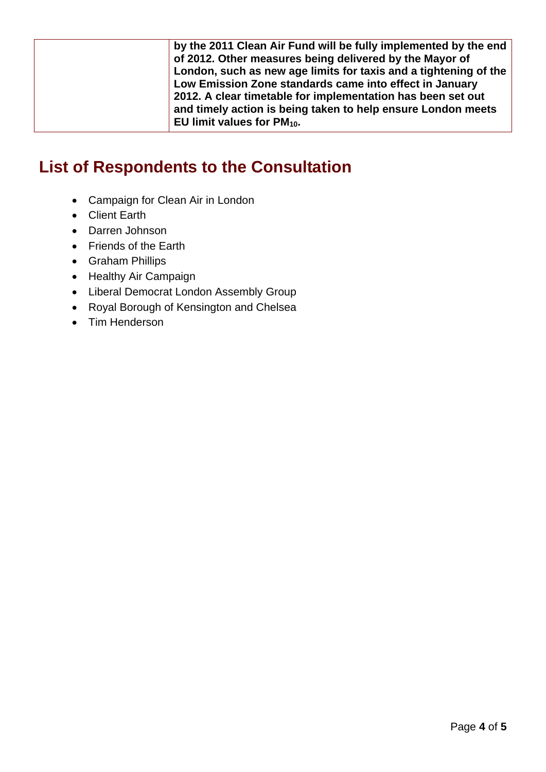|  | **by the 2011 Clean Air Fund will be fully implemented by the end of 2012. Other measures being delivered by the Mayor of London, such as new age limits for taxis and a tightening of the Low Emission Zone standards came into effect in January 2012. A clear timetable for implementation has been set out and timely action is being taken to help ensure London meets EU limit values for $PM_{10}$.** |
|---|---|

## List of Respondents to the Consultation

- Campaign for Clean Air in London
- Client Earth
- Darren Johnson
- Friends of the Earth
- Graham Phillips
- Healthy Air Campaign
- Liberal Democrat London Assembly Group
- Royal Borough of Kensington and Chelsea
- Tim Henderson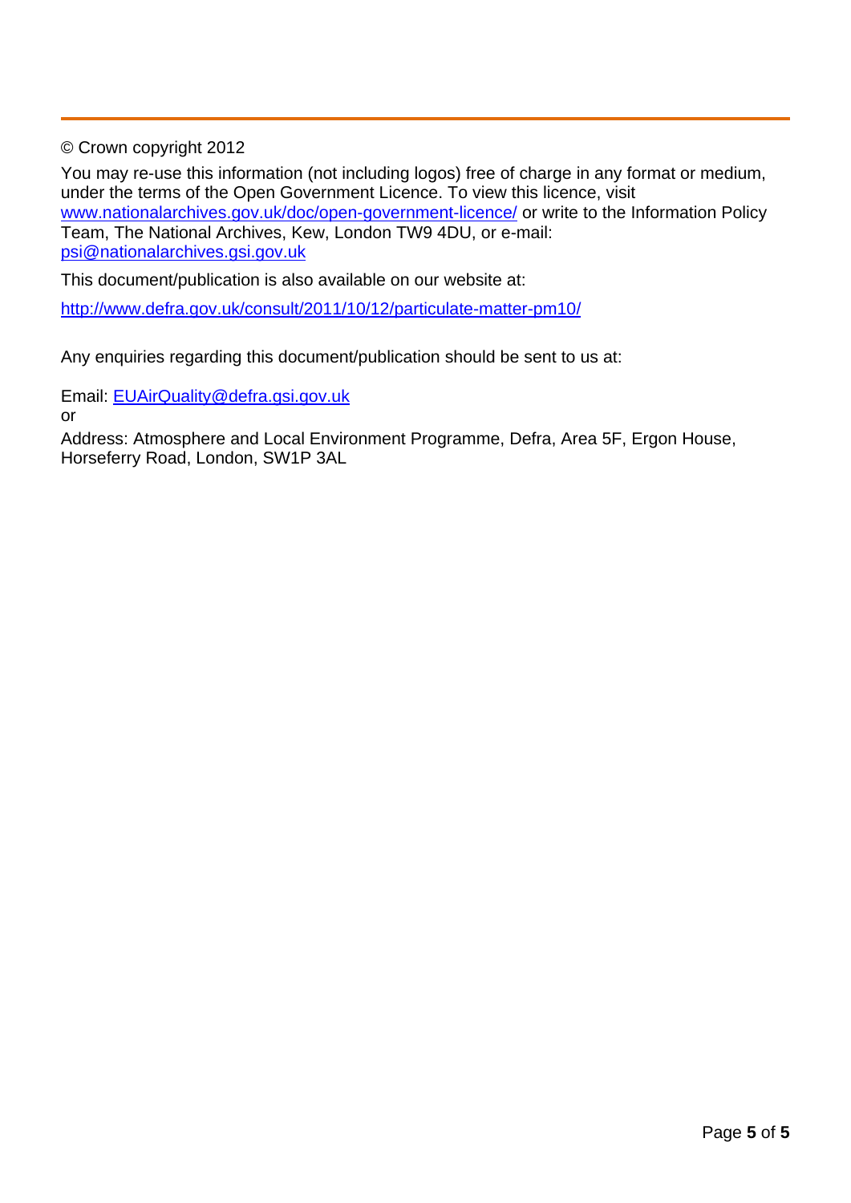© Crown copyright 2012

You may re-use this information (not including logos) free of charge in any format or medium, under the terms of the Open Government Licence. To view this licence, visit www.nationalarchives.gov.uk/doc/open-government-licence/ or write to the Information Policy Team, The National Archives, Kew, London TW9 4DU, or e-mail: psi@nationalarchives.gsi.gov.uk

This document/publication is also available on our website at:

http://www.defra.gov.uk/consult/2011/10/12/particulate-matter-pm10/

Any enquiries regarding this document/publication should be sent to us at:

Email: EUAirQuality@defra.gsi.gov.uk

or

Address: Atmosphere and Local Environment Programme, Defra, Area 5F, Ergon House, Horseferry Road, London, SW1P 3AL